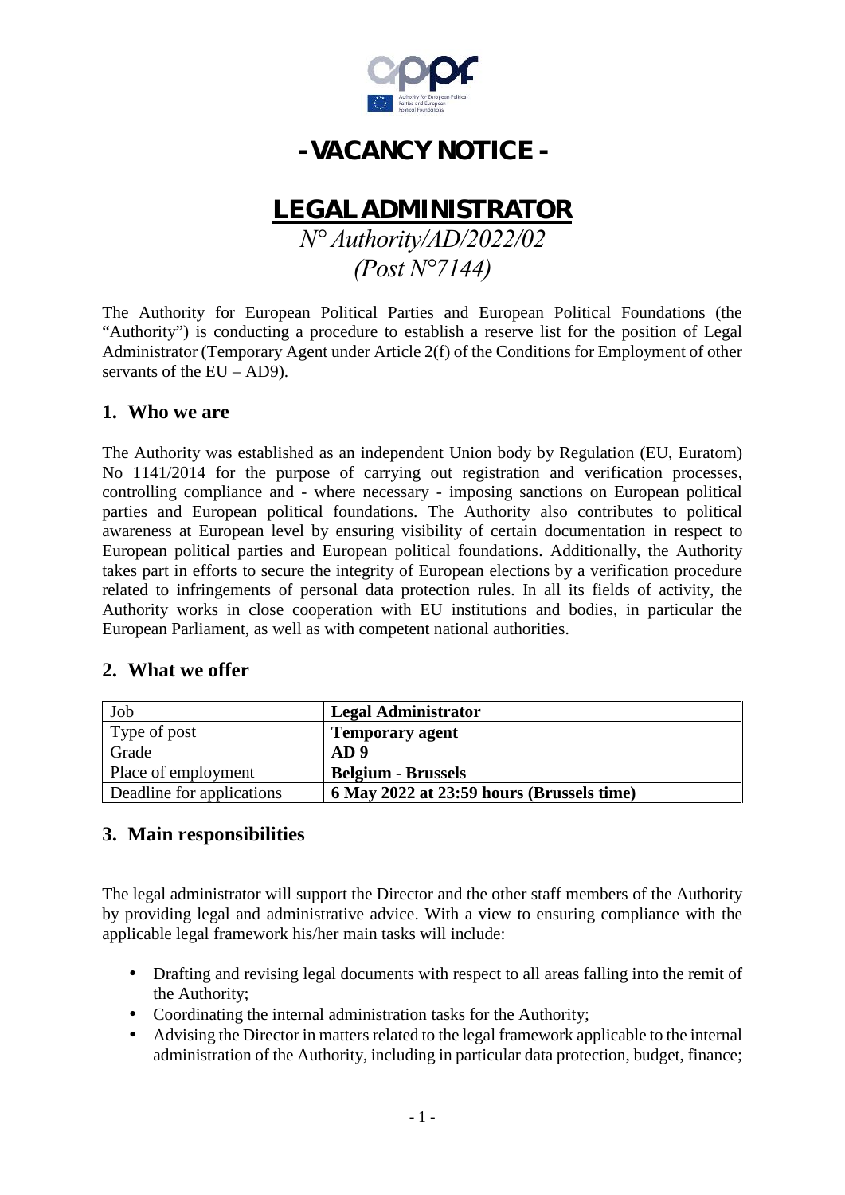# - VACANCY NOTICE -

# LEGAL ADMINISTRATOR

*N° Authority/AD/2022/02*
*(Post N°7144)*

The Authority for European Political Parties and European Political Foundations (the "Authority") is conducting a procedure to establish a reserve list for the position of Legal Administrator (Temporary Agent under Article 2(f) of the Conditions for Employment of other servants of the EU – AD9).

## 1. Who we are

The Authority was established as an independent Union body by Regulation (EU, Euratom) No 1141/2014 for the purpose of carrying out registration and verification processes, controlling compliance and - where necessary - imposing sanctions on European political parties and European political foundations. The Authority also contributes to political awareness at European level by ensuring visibility of certain documentation in respect to European political parties and European political foundations. Additionally, the Authority takes part in efforts to secure the integrity of European elections by a verification procedure related to infringements of personal data protection rules. In all its fields of activity, the Authority works in close cooperation with EU institutions and bodies, in particular the European Parliament, as well as with competent national authorities.

## 2. What we offer

| Job | **Legal Administrator** |
|---|---|
| Type of post | **Temporary agent** |
| Grade | **AD 9** |
| Place of employment | **Belgium - Brussels** |
| Deadline for applications | **6 May 2022 at 23:59 hours (Brussels time)** |

## 3. Main responsibilities

The legal administrator will support the Director and the other staff members of the Authority by providing legal and administrative advice. With a view to ensuring compliance with the applicable legal framework his/her main tasks will include:

- Drafting and revising legal documents with respect to all areas falling into the remit of the Authority;
- Coordinating the internal administration tasks for the Authority;
- Advising the Director in matters related to the legal framework applicable to the internal administration of the Authority, including in particular data protection, budget, finance;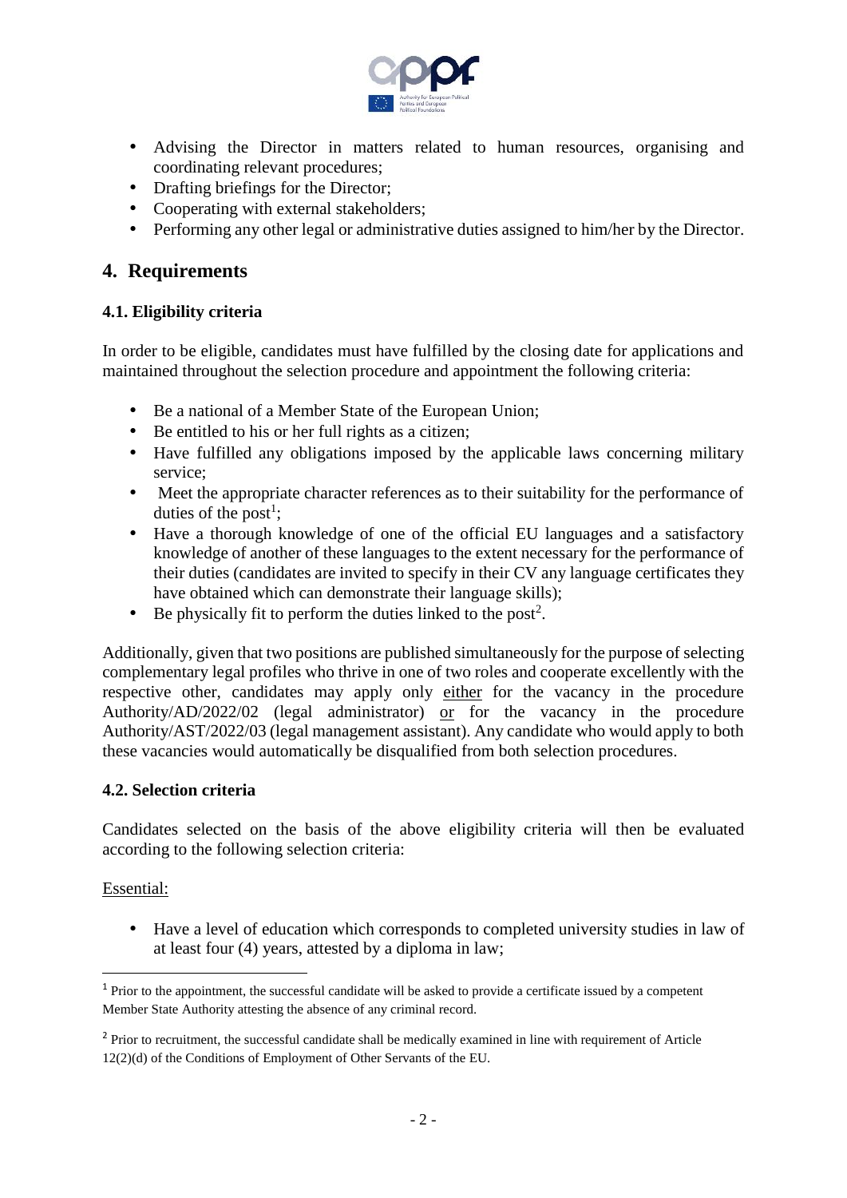- Advising the Director in matters related to human resources, organising and coordinating relevant procedures;
- Drafting briefings for the Director;
- Cooperating with external stakeholders;
- Performing any other legal or administrative duties assigned to him/her by the Director.

## 4. Requirements

### 4.1. Eligibility criteria

In order to be eligible, candidates must have fulfilled by the closing date for applications and maintained throughout the selection procedure and appointment the following criteria:

- Be a national of a Member State of the European Union;
- Be entitled to his or her full rights as a citizen;
- Have fulfilled any obligations imposed by the applicable laws concerning military service;
- Meet the appropriate character references as to their suitability for the performance of duties of the post[1];
- Have a thorough knowledge of one of the official EU languages and a satisfactory knowledge of another of these languages to the extent necessary for the performance of their duties (candidates are invited to specify in their CV any language certificates they have obtained which can demonstrate their language skills);
- Be physically fit to perform the duties linked to the post[2].

Additionally, given that two positions are published simultaneously for the purpose of selecting complementary legal profiles who thrive in one of two roles and cooperate excellently with the respective other, candidates may apply only either for the vacancy in the procedure Authority/AD/2022/02 (legal administrator) or for the vacancy in the procedure Authority/AST/2022/03 (legal management assistant). Any candidate who would apply to both these vacancies would automatically be disqualified from both selection procedures.

### 4.2. Selection criteria

Candidates selected on the basis of the above eligibility criteria will then be evaluated according to the following selection criteria:

Essential:

- Have a level of education which corresponds to completed university studies in law of at least four (4) years, attested by a diploma in law;

---

[1] Prior to the appointment, the successful candidate will be asked to provide a certificate issued by a competent Member State Authority attesting the absence of any criminal record.

[2] Prior to recruitment, the successful candidate shall be medically examined in line with requirement of Article 12(2)(d) of the Conditions of Employment of Other Servants of the EU.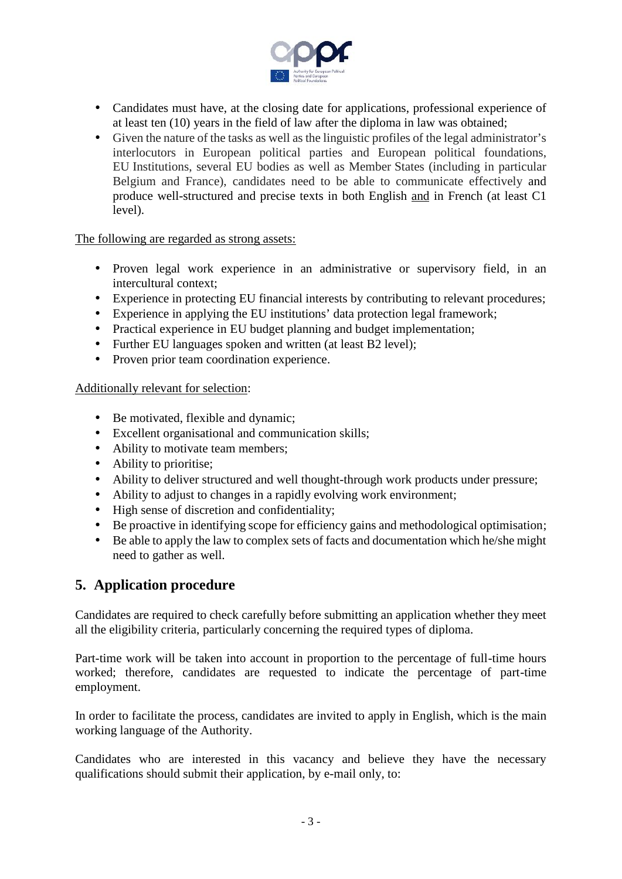- Candidates must have, at the closing date for applications, professional experience of at least ten (10) years in the field of law after the diploma in law was obtained;
- Given the nature of the tasks as well as the linguistic profiles of the legal administrator's interlocutors in European political parties and European political foundations, EU Institutions, several EU bodies as well as Member States (including in particular Belgium and France), candidates need to be able to communicate effectively and produce well-structured and precise texts in both English and in French (at least C1 level).

The following are regarded as strong assets:

- Proven legal work experience in an administrative or supervisory field, in an intercultural context;
- Experience in protecting EU financial interests by contributing to relevant procedures;
- Experience in applying the EU institutions' data protection legal framework;
- Practical experience in EU budget planning and budget implementation;
- Further EU languages spoken and written (at least B2 level);
- Proven prior team coordination experience.

Additionally relevant for selection:

- Be motivated, flexible and dynamic;
- Excellent organisational and communication skills;
- Ability to motivate team members;
- Ability to prioritise;
- Ability to deliver structured and well thought-through work products under pressure;
- Ability to adjust to changes in a rapidly evolving work environment;
- High sense of discretion and confidentiality;
- Be proactive in identifying scope for efficiency gains and methodological optimisation;
- Be able to apply the law to complex sets of facts and documentation which he/she might need to gather as well.

## 5. Application procedure

Candidates are required to check carefully before submitting an application whether they meet all the eligibility criteria, particularly concerning the required types of diploma.

Part-time work will be taken into account in proportion to the percentage of full-time hours worked; therefore, candidates are requested to indicate the percentage of part-time employment.

In order to facilitate the process, candidates are invited to apply in English, which is the main working language of the Authority.

Candidates who are interested in this vacancy and believe they have the necessary qualifications should submit their application, by e-mail only, to: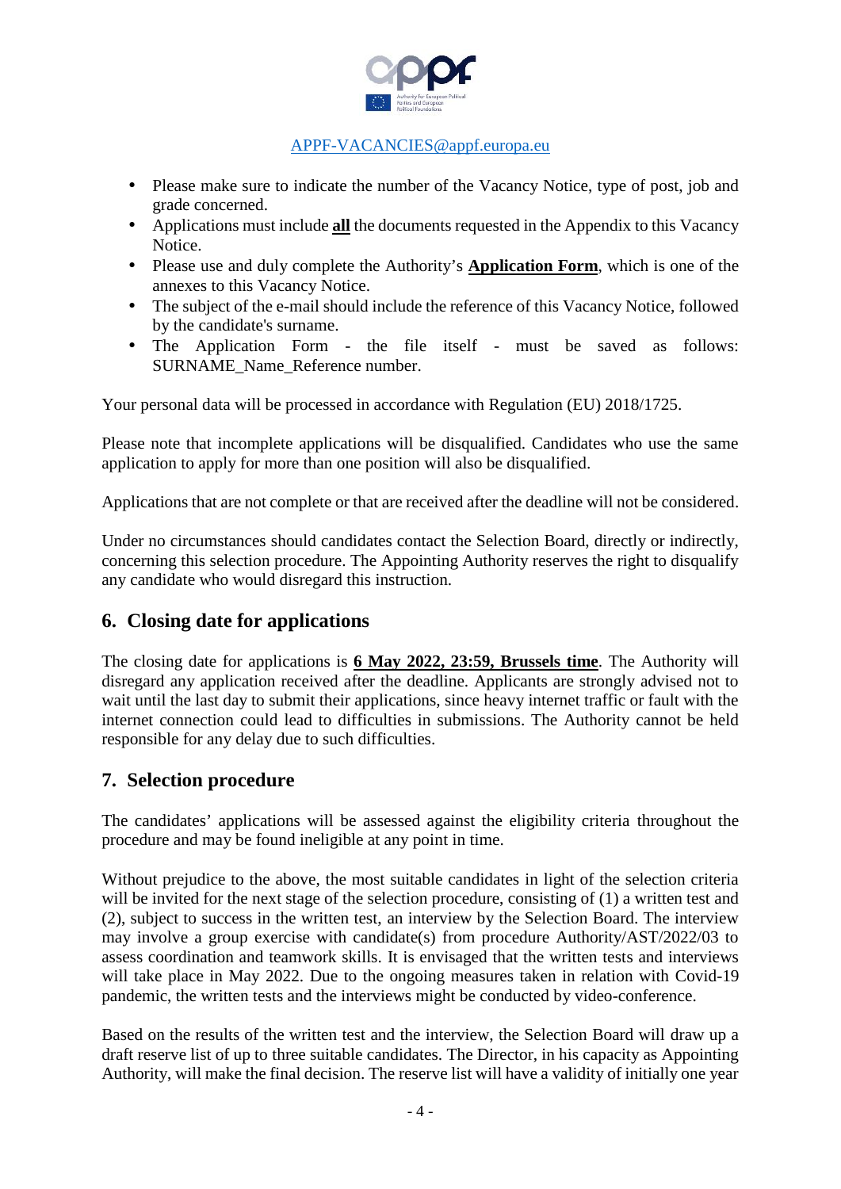APPF-VACANCIES@appf.europa.eu

- Please make sure to indicate the number of the Vacancy Notice, type of post, job and grade concerned.
- Applications must include **all** the documents requested in the Appendix to this Vacancy Notice.
- Please use and duly complete the Authority's **Application Form**, which is one of the annexes to this Vacancy Notice.
- The subject of the e-mail should include the reference of this Vacancy Notice, followed by the candidate's surname.
- The Application Form - the file itself - must be saved as follows: SURNAME_Name_Reference number.

Your personal data will be processed in accordance with Regulation (EU) 2018/1725.

Please note that incomplete applications will be disqualified. Candidates who use the same application to apply for more than one position will also be disqualified.

Applications that are not complete or that are received after the deadline will not be considered.

Under no circumstances should candidates contact the Selection Board, directly or indirectly, concerning this selection procedure. The Appointing Authority reserves the right to disqualify any candidate who would disregard this instruction.

## 6. Closing date for applications

The closing date for applications is **6 May 2022, 23:59, Brussels time**. The Authority will disregard any application received after the deadline. Applicants are strongly advised not to wait until the last day to submit their applications, since heavy internet traffic or fault with the internet connection could lead to difficulties in submissions. The Authority cannot be held responsible for any delay due to such difficulties.

## 7. Selection procedure

The candidates' applications will be assessed against the eligibility criteria throughout the procedure and may be found ineligible at any point in time.

Without prejudice to the above, the most suitable candidates in light of the selection criteria will be invited for the next stage of the selection procedure, consisting of (1) a written test and (2), subject to success in the written test, an interview by the Selection Board. The interview may involve a group exercise with candidate(s) from procedure Authority/AST/2022/03 to assess coordination and teamwork skills. It is envisaged that the written tests and interviews will take place in May 2022. Due to the ongoing measures taken in relation with Covid-19 pandemic, the written tests and the interviews might be conducted by video-conference.

Based on the results of the written test and the interview, the Selection Board will draw up a draft reserve list of up to three suitable candidates. The Director, in his capacity as Appointing Authority, will make the final decision. The reserve list will have a validity of initially one year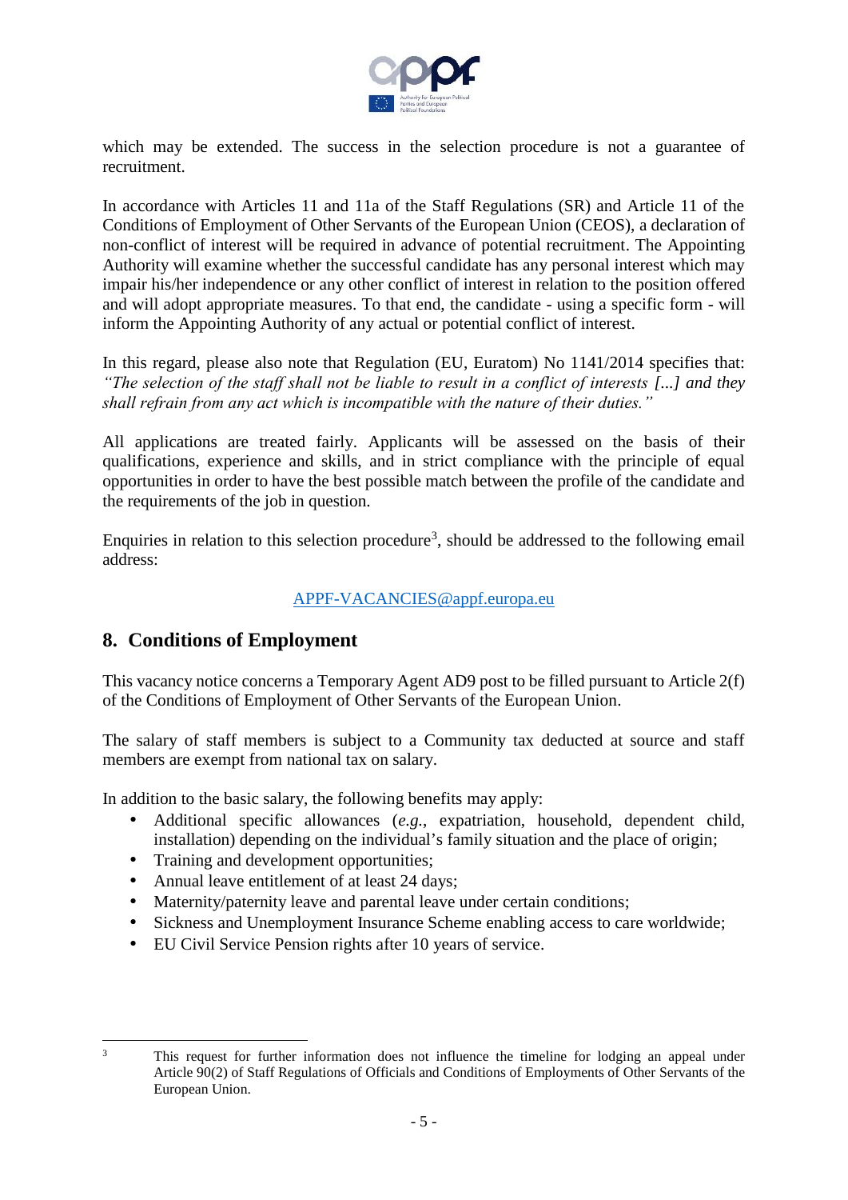which may be extended. The success in the selection procedure is not a guarantee of recruitment.

In accordance with Articles 11 and 11a of the Staff Regulations (SR) and Article 11 of the Conditions of Employment of Other Servants of the European Union (CEOS), a declaration of non-conflict of interest will be required in advance of potential recruitment. The Appointing Authority will examine whether the successful candidate has any personal interest which may impair his/her independence or any other conflict of interest in relation to the position offered and will adopt appropriate measures. To that end, the candidate - using a specific form - will inform the Appointing Authority of any actual or potential conflict of interest.

In this regard, please also note that Regulation (EU, Euratom) No 1141/2014 specifies that: *"The selection of the staff shall not be liable to result in a conflict of interests [...] and they shall refrain from any act which is incompatible with the nature of their duties."*

All applications are treated fairly. Applicants will be assessed on the basis of their qualifications, experience and skills, and in strict compliance with the principle of equal opportunities in order to have the best possible match between the profile of the candidate and the requirements of the job in question.

Enquiries in relation to this selection procedure[3], should be addressed to the following email address:

APPF-VACANCIES@appf.europa.eu

## 8. Conditions of Employment

This vacancy notice concerns a Temporary Agent AD9 post to be filled pursuant to Article 2(f) of the Conditions of Employment of Other Servants of the European Union.

The salary of staff members is subject to a Community tax deducted at source and staff members are exempt from national tax on salary.

In addition to the basic salary, the following benefits may apply:

- Additional specific allowances (*e.g.*, expatriation, household, dependent child, installation) depending on the individual's family situation and the place of origin;
- Training and development opportunities;
- Annual leave entitlement of at least 24 days;
- Maternity/paternity leave and parental leave under certain conditions;
- Sickness and Unemployment Insurance Scheme enabling access to care worldwide;
- EU Civil Service Pension rights after 10 years of service.

---

[3] This request for further information does not influence the timeline for lodging an appeal under Article 90(2) of Staff Regulations of Officials and Conditions of Employments of Other Servants of the European Union.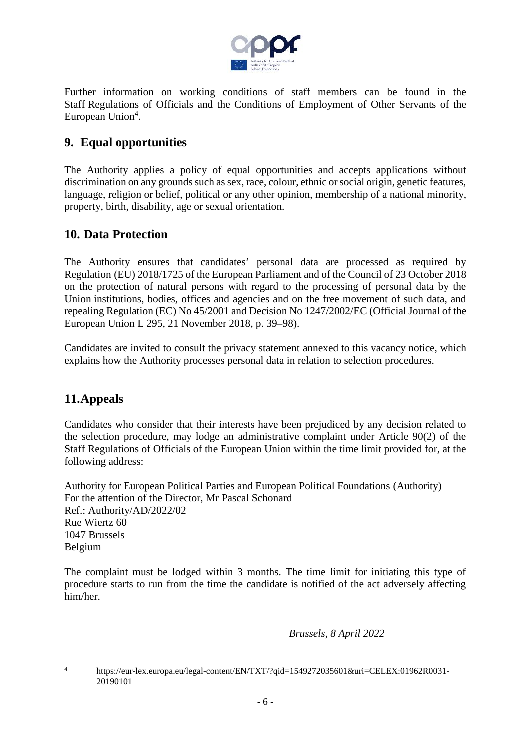Further information on working conditions of staff members can be found in the Staff Regulations of Officials and the Conditions of Employment of Other Servants of the European Union[4].

## 9. Equal opportunities

The Authority applies a policy of equal opportunities and accepts applications without discrimination on any grounds such as sex, race, colour, ethnic or social origin, genetic features, language, religion or belief, political or any other opinion, membership of a national minority, property, birth, disability, age or sexual orientation.

## 10. Data Protection

The Authority ensures that candidates' personal data are processed as required by Regulation (EU) 2018/1725 of the European Parliament and of the Council of 23 October 2018 on the protection of natural persons with regard to the processing of personal data by the Union institutions, bodies, offices and agencies and on the free movement of such data, and repealing Regulation (EC) No 45/2001 and Decision No 1247/2002/EC (Official Journal of the European Union L 295, 21 November 2018, p. 39–98).

Candidates are invited to consult the privacy statement annexed to this vacancy notice, which explains how the Authority processes personal data in relation to selection procedures.

## 11. Appeals

Candidates who consider that their interests have been prejudiced by any decision related to the selection procedure, may lodge an administrative complaint under Article 90(2) of the Staff Regulations of Officials of the European Union within the time limit provided for, at the following address:

Authority for European Political Parties and European Political Foundations (Authority)
For the attention of the Director, Mr Pascal Schonard
Ref.: Authority/AD/2022/02
Rue Wiertz 60
1047 Brussels
Belgium

The complaint must be lodged within 3 months. The time limit for initiating this type of procedure starts to run from the time the candidate is notified of the act adversely affecting him/her.

*Brussels, 8 April 2022*

---

[4] https://eur-lex.europa.eu/legal-content/EN/TXT/?qid=1549272035601&uri=CELEX:01962R0031-20190101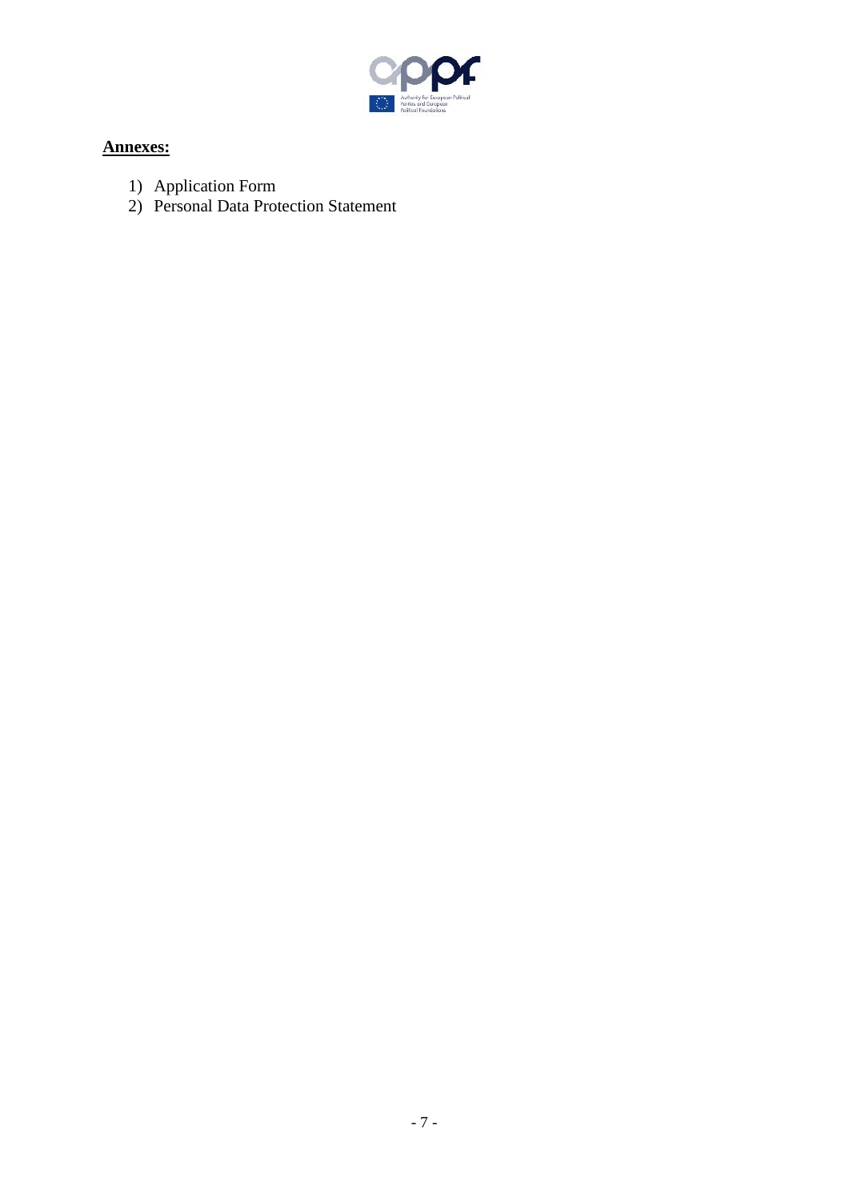**Annexes:**

1) Application Form
2) Personal Data Protection Statement